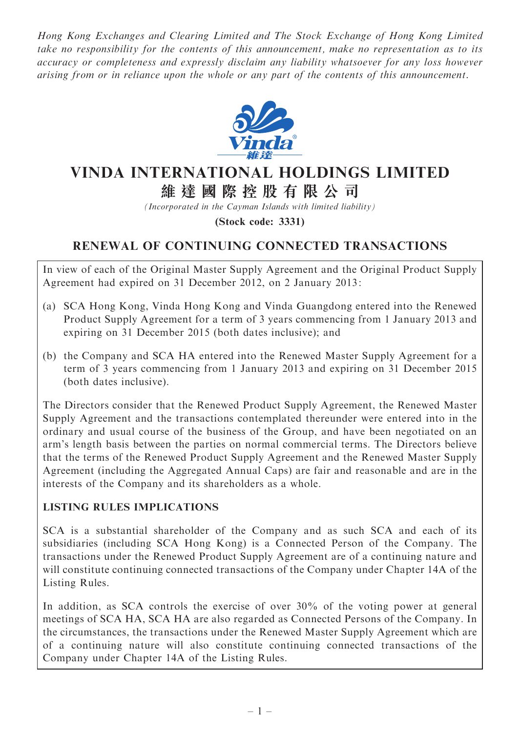*Hong Kong Exchanges and Clearing Limited and The Stock Exchange of Hong Kong Limited take no responsibility for the contents of this announcement, make no representation as to its accuracy or completeness and expressly disclaim any liability whatsoever for any loss however arising from or in reliance upon the whole or any part of the contents of this announcement.*

# VINDA INTERNATIONAL HOLDINGS LIMITED

# 維達國際控股有限公司

*(Incorporated in the Cayman Islands with limited liability)*

**(Stock code: 3331)**

## RENEWAL OF CONTINUING CONNECTED TRANSACTIONS

In view of each of the Original Master Supply Agreement and the Original Product Supply Agreement had expired on 31 December 2012, on 2 January 2013:

(a) SCA Hong Kong, Vinda Hong Kong and Vinda Guangdong entered into the Renewed Product Supply Agreement for a term of 3 years commencing from 1 January 2013 and expiring on 31 December 2015 (both dates inclusive); and

(b) the Company and SCA HA entered into the Renewed Master Supply Agreement for a term of 3 years commencing from 1 January 2013 and expiring on 31 December 2015 (both dates inclusive).

The Directors consider that the Renewed Product Supply Agreement, the Renewed Master Supply Agreement and the transactions contemplated thereunder were entered into in the ordinary and usual course of the business of the Group, and have been negotiated on an arm's length basis between the parties on normal commercial terms. The Directors believe that the terms of the Renewed Product Supply Agreement and the Renewed Master Supply Agreement (including the Aggregated Annual Caps) are fair and reasonable and are in the interests of the Company and its shareholders as a whole.

**LISTING RULES IMPLICATIONS**

SCA is a substantial shareholder of the Company and as such SCA and each of its subsidiaries (including SCA Hong Kong) is a Connected Person of the Company. The transactions under the Renewed Product Supply Agreement are of a continuing nature and will constitute continuing connected transactions of the Company under Chapter 14A of the Listing Rules.

In addition, as SCA controls the exercise of over 30% of the voting power at general meetings of SCA HA, SCA HA are also regarded as Connected Persons of the Company. In the circumstances, the transactions under the Renewed Master Supply Agreement which are of a continuing nature will also constitute continuing connected transactions of the Company under Chapter 14A of the Listing Rules.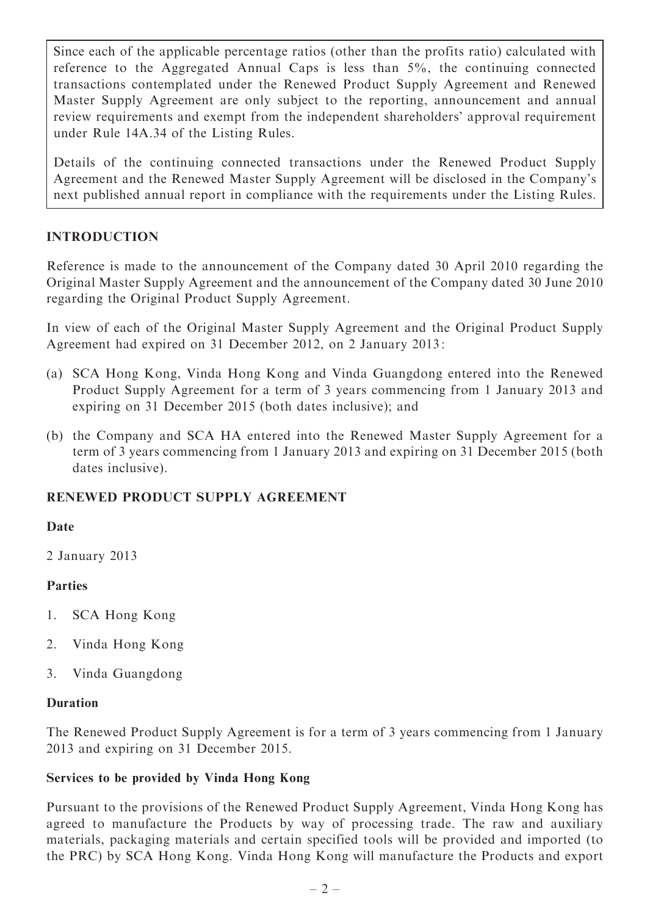Since each of the applicable percentage ratios (other than the profits ratio) calculated with reference to the Aggregated Annual Caps is less than 5%, the continuing connected transactions contemplated under the Renewed Product Supply Agreement and Renewed Master Supply Agreement are only subject to the reporting, announcement and annual review requirements and exempt from the independent shareholders' approval requirement under Rule 14A.34 of the Listing Rules.

Details of the continuing connected transactions under the Renewed Product Supply Agreement and the Renewed Master Supply Agreement will be disclosed in the Company's next published annual report in compliance with the requirements under the Listing Rules.

## INTRODUCTION

Reference is made to the announcement of the Company dated 30 April 2010 regarding the Original Master Supply Agreement and the announcement of the Company dated 30 June 2010 regarding the Original Product Supply Agreement.

In view of each of the Original Master Supply Agreement and the Original Product Supply Agreement had expired on 31 December 2012, on 2 January 2013:

(a) SCA Hong Kong, Vinda Hong Kong and Vinda Guangdong entered into the Renewed Product Supply Agreement for a term of 3 years commencing from 1 January 2013 and expiring on 31 December 2015 (both dates inclusive); and

(b) the Company and SCA HA entered into the Renewed Master Supply Agreement for a term of 3 years commencing from 1 January 2013 and expiring on 31 December 2015 (both dates inclusive).

## RENEWED PRODUCT SUPPLY AGREEMENT

**Date**

2 January 2013

**Parties**

1. SCA Hong Kong
2. Vinda Hong Kong
3. Vinda Guangdong

**Duration**

The Renewed Product Supply Agreement is for a term of 3 years commencing from 1 January 2013 and expiring on 31 December 2015.

**Services to be provided by Vinda Hong Kong**

Pursuant to the provisions of the Renewed Product Supply Agreement, Vinda Hong Kong has agreed to manufacture the Products by way of processing trade. The raw and auxiliary materials, packaging materials and certain specified tools will be provided and imported (to the PRC) by SCA Hong Kong. Vinda Hong Kong will manufacture the Products and export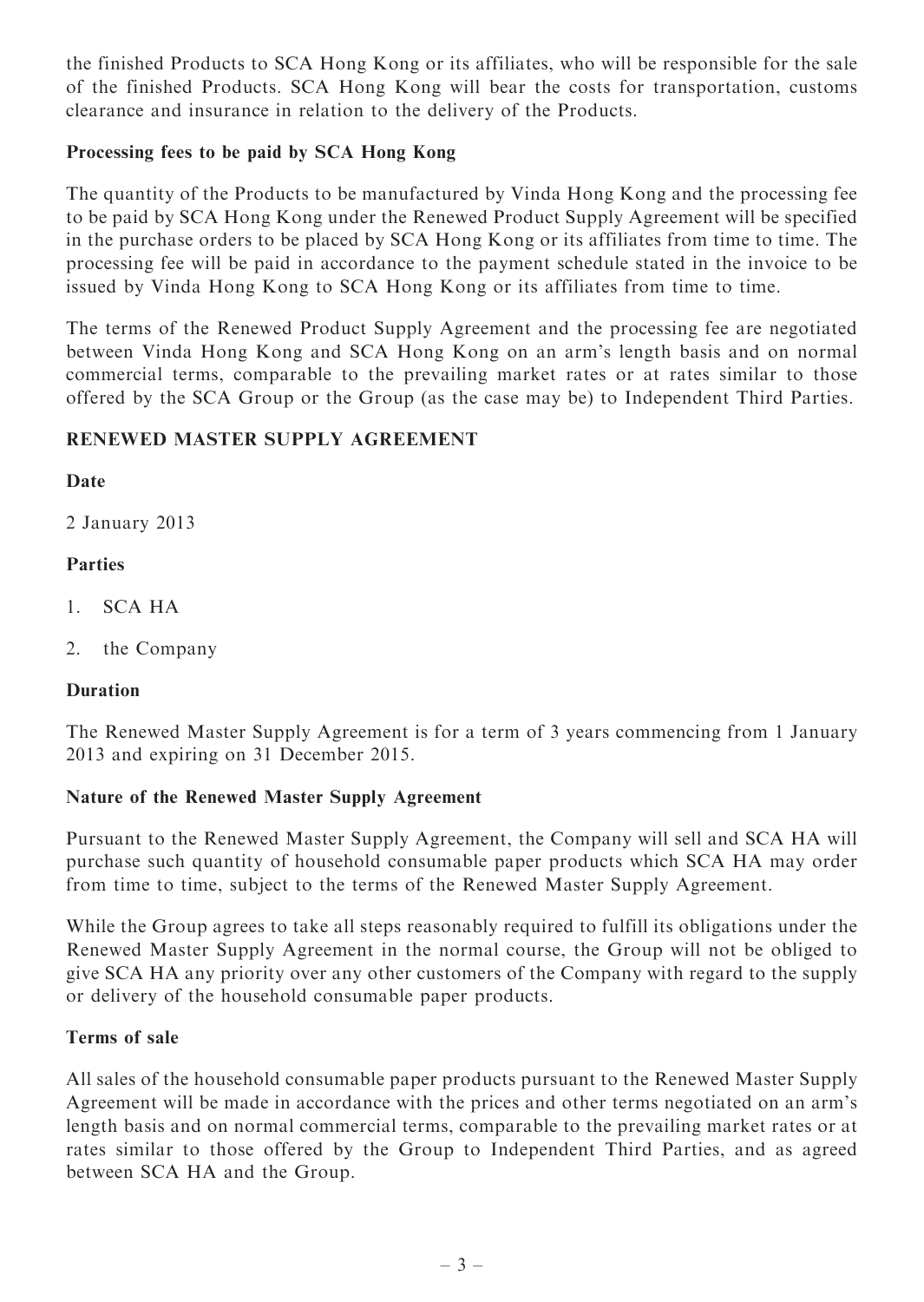the finished Products to SCA Hong Kong or its affiliates, who will be responsible for the sale of the finished Products. SCA Hong Kong will bear the costs for transportation, customs clearance and insurance in relation to the delivery of the Products.

**Processing fees to be paid by SCA Hong Kong**

The quantity of the Products to be manufactured by Vinda Hong Kong and the processing fee to be paid by SCA Hong Kong under the Renewed Product Supply Agreement will be specified in the purchase orders to be placed by SCA Hong Kong or its affiliates from time to time. The processing fee will be paid in accordance to the payment schedule stated in the invoice to be issued by Vinda Hong Kong to SCA Hong Kong or its affiliates from time to time.

The terms of the Renewed Product Supply Agreement and the processing fee are negotiated between Vinda Hong Kong and SCA Hong Kong on an arm's length basis and on normal commercial terms, comparable to the prevailing market rates or at rates similar to those offered by the SCA Group or the Group (as the case may be) to Independent Third Parties.

## RENEWED MASTER SUPPLY AGREEMENT

**Date**

2 January 2013

**Parties**

1. SCA HA
2. the Company

**Duration**

The Renewed Master Supply Agreement is for a term of 3 years commencing from 1 January 2013 and expiring on 31 December 2015.

**Nature of the Renewed Master Supply Agreement**

Pursuant to the Renewed Master Supply Agreement, the Company will sell and SCA HA will purchase such quantity of household consumable paper products which SCA HA may order from time to time, subject to the terms of the Renewed Master Supply Agreement.

While the Group agrees to take all steps reasonably required to fulfill its obligations under the Renewed Master Supply Agreement in the normal course, the Group will not be obliged to give SCA HA any priority over any other customers of the Company with regard to the supply or delivery of the household consumable paper products.

**Terms of sale**

All sales of the household consumable paper products pursuant to the Renewed Master Supply Agreement will be made in accordance with the prices and other terms negotiated on an arm's length basis and on normal commercial terms, comparable to the prevailing market rates or at rates similar to those offered by the Group to Independent Third Parties, and as agreed between SCA HA and the Group.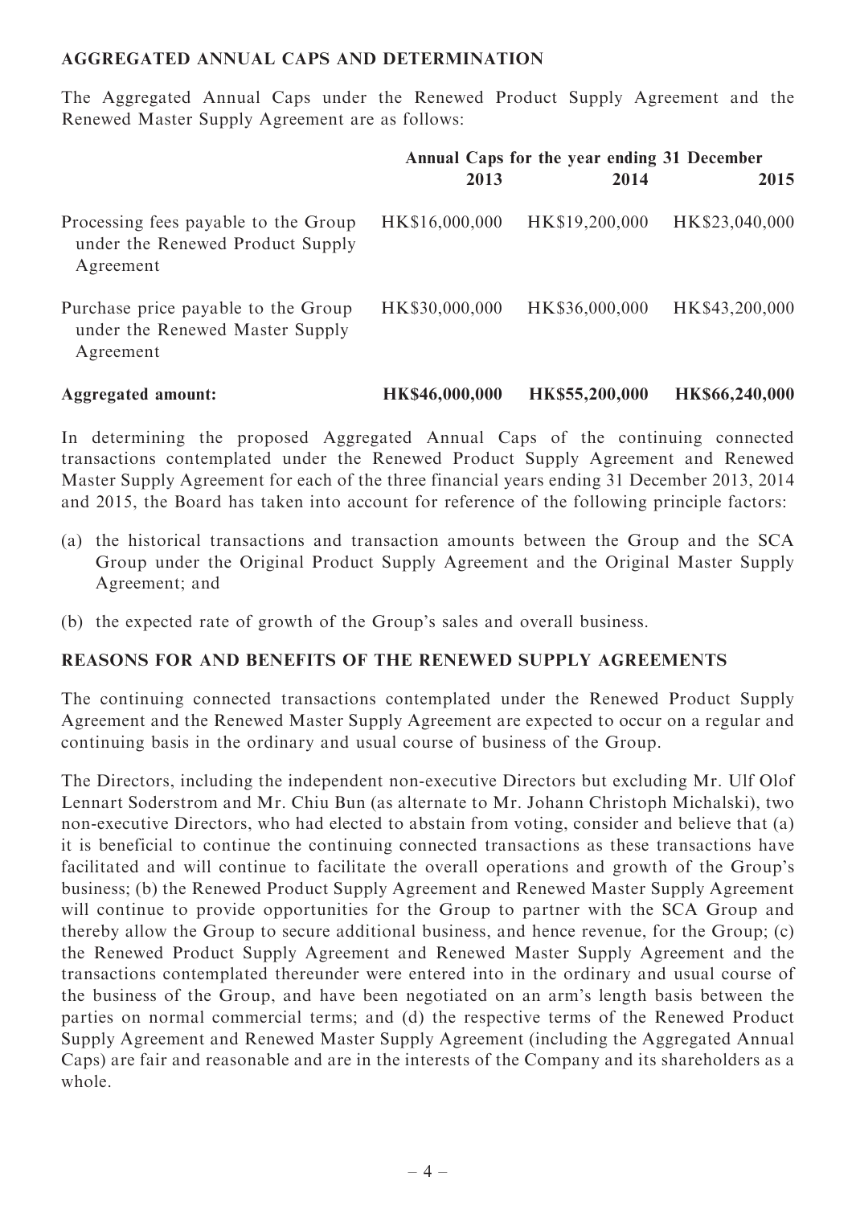## AGGREGATED ANNUAL CAPS AND DETERMINATION

The Aggregated Annual Caps under the Renewed Product Supply Agreement and the Renewed Master Supply Agreement are as follows:

| | Annual Caps for the year ending 31 December | | |
|---|---|---|---|
| | **2013** | **2014** | **2015** |
| Processing fees payable to the Group under the Renewed Product Supply Agreement | HK$16,000,000 | HK$19,200,000 | HK$23,040,000 |
| Purchase price payable to the Group under the Renewed Master Supply Agreement | HK$30,000,000 | HK$36,000,000 | HK$43,200,000 |
| **Aggregated amount:** | **HK$46,000,000** | **HK$55,200,000** | **HK$66,240,000** |

In determining the proposed Aggregated Annual Caps of the continuing connected transactions contemplated under the Renewed Product Supply Agreement and Renewed Master Supply Agreement for each of the three financial years ending 31 December 2013, 2014 and 2015, the Board has taken into account for reference of the following principle factors:

(a) the historical transactions and transaction amounts between the Group and the SCA Group under the Original Product Supply Agreement and the Original Master Supply Agreement; and

(b) the expected rate of growth of the Group's sales and overall business.

## REASONS FOR AND BENEFITS OF THE RENEWED SUPPLY AGREEMENTS

The continuing connected transactions contemplated under the Renewed Product Supply Agreement and the Renewed Master Supply Agreement are expected to occur on a regular and continuing basis in the ordinary and usual course of business of the Group.

The Directors, including the independent non-executive Directors but excluding Mr. Ulf Olof Lennart Soderstrom and Mr. Chiu Bun (as alternate to Mr. Johann Christoph Michalski), two non-executive Directors, who had elected to abstain from voting, consider and believe that (a) it is beneficial to continue the continuing connected transactions as these transactions have facilitated and will continue to facilitate the overall operations and growth of the Group's business; (b) the Renewed Product Supply Agreement and Renewed Master Supply Agreement will continue to provide opportunities for the Group to partner with the SCA Group and thereby allow the Group to secure additional business, and hence revenue, for the Group; (c) the Renewed Product Supply Agreement and Renewed Master Supply Agreement and the transactions contemplated thereunder were entered into in the ordinary and usual course of the business of the Group, and have been negotiated on an arm's length basis between the parties on normal commercial terms; and (d) the respective terms of the Renewed Product Supply Agreement and Renewed Master Supply Agreement (including the Aggregated Annual Caps) are fair and reasonable and are in the interests of the Company and its shareholders as a whole.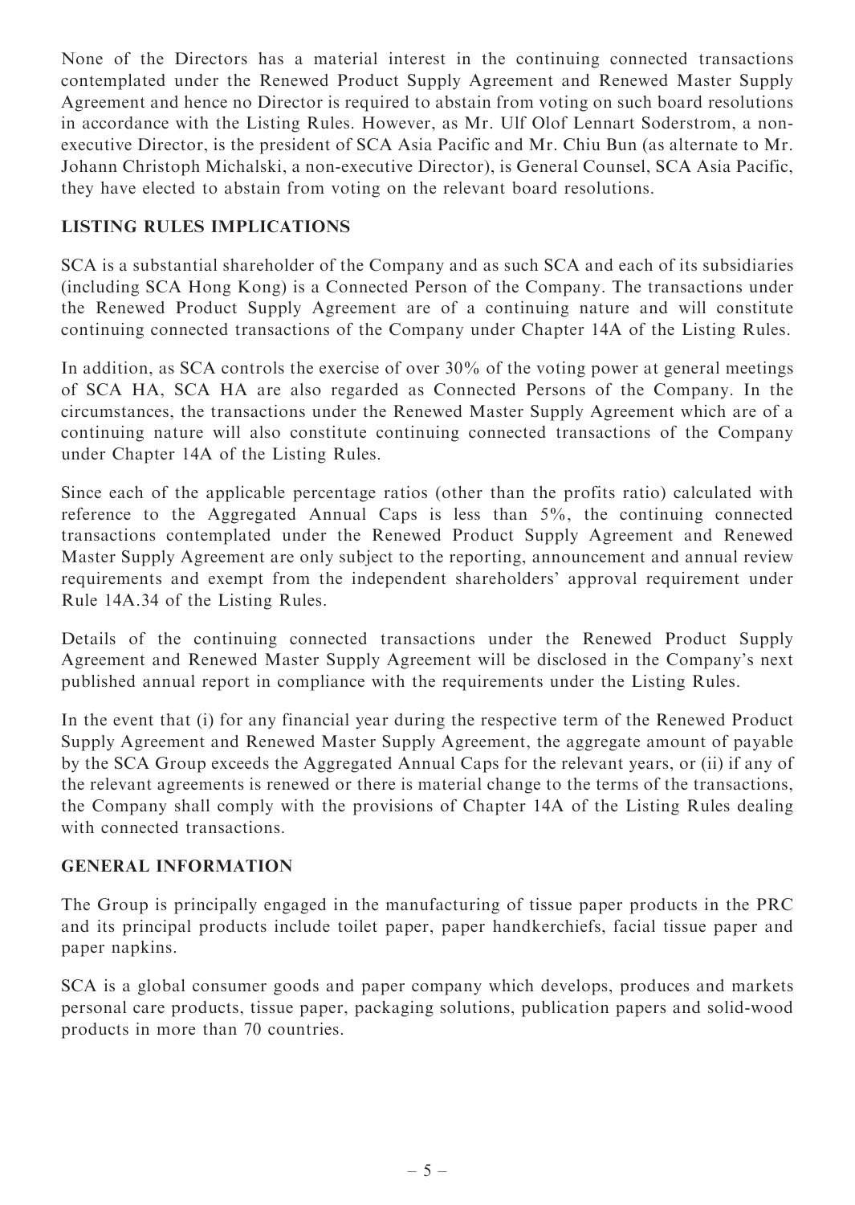None of the Directors has a material interest in the continuing connected transactions contemplated under the Renewed Product Supply Agreement and Renewed Master Supply Agreement and hence no Director is required to abstain from voting on such board resolutions in accordance with the Listing Rules. However, as Mr. Ulf Olof Lennart Soderstrom, a non-executive Director, is the president of SCA Asia Pacific and Mr. Chiu Bun (as alternate to Mr. Johann Christoph Michalski, a non-executive Director), is General Counsel, SCA Asia Pacific, they have elected to abstain from voting on the relevant board resolutions.

## LISTING RULES IMPLICATIONS

SCA is a substantial shareholder of the Company and as such SCA and each of its subsidiaries (including SCA Hong Kong) is a Connected Person of the Company. The transactions under the Renewed Product Supply Agreement are of a continuing nature and will constitute continuing connected transactions of the Company under Chapter 14A of the Listing Rules.

In addition, as SCA controls the exercise of over 30% of the voting power at general meetings of SCA HA, SCA HA are also regarded as Connected Persons of the Company. In the circumstances, the transactions under the Renewed Master Supply Agreement which are of a continuing nature will also constitute continuing connected transactions of the Company under Chapter 14A of the Listing Rules.

Since each of the applicable percentage ratios (other than the profits ratio) calculated with reference to the Aggregated Annual Caps is less than 5%, the continuing connected transactions contemplated under the Renewed Product Supply Agreement and Renewed Master Supply Agreement are only subject to the reporting, announcement and annual review requirements and exempt from the independent shareholders' approval requirement under Rule 14A.34 of the Listing Rules.

Details of the continuing connected transactions under the Renewed Product Supply Agreement and Renewed Master Supply Agreement will be disclosed in the Company's next published annual report in compliance with the requirements under the Listing Rules.

In the event that (i) for any financial year during the respective term of the Renewed Product Supply Agreement and Renewed Master Supply Agreement, the aggregate amount of payable by the SCA Group exceeds the Aggregated Annual Caps for the relevant years, or (ii) if any of the relevant agreements is renewed or there is material change to the terms of the transactions, the Company shall comply with the provisions of Chapter 14A of the Listing Rules dealing with connected transactions.

## GENERAL INFORMATION

The Group is principally engaged in the manufacturing of tissue paper products in the PRC and its principal products include toilet paper, paper handkerchiefs, facial tissue paper and paper napkins.

SCA is a global consumer goods and paper company which develops, produces and markets personal care products, tissue paper, packaging solutions, publication papers and solid-wood products in more than 70 countries.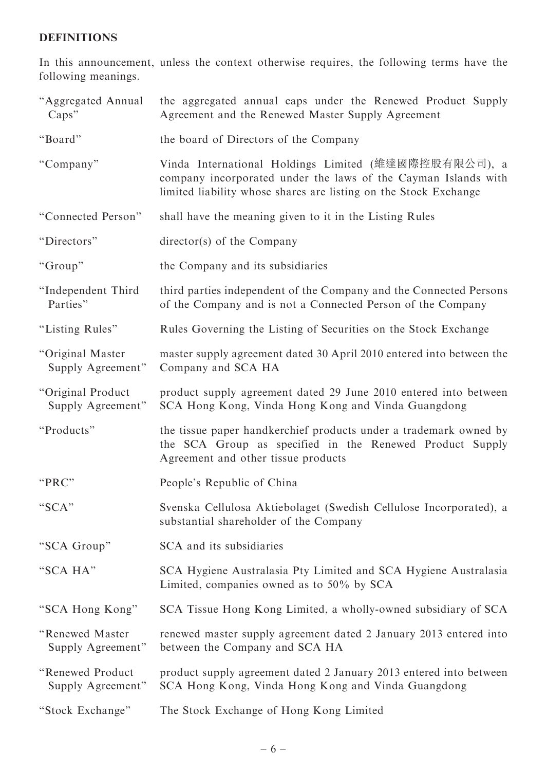**DEFINITIONS**

In this announcement, unless the context otherwise requires, the following terms have the following meanings.

| | |
|---|---|
| "Aggregated Annual Caps" | the aggregated annual caps under the Renewed Product Supply Agreement and the Renewed Master Supply Agreement |
| "Board" | the board of Directors of the Company |
| "Company" | Vinda International Holdings Limited (維達國際控股有限公司), a company incorporated under the laws of the Cayman Islands with limited liability whose shares are listing on the Stock Exchange |
| "Connected Person" | shall have the meaning given to it in the Listing Rules |
| "Directors" | director(s) of the Company |
| "Group" | the Company and its subsidiaries |
| "Independent Third Parties" | third parties independent of the Company and the Connected Persons of the Company and is not a Connected Person of the Company |
| "Listing Rules" | Rules Governing the Listing of Securities on the Stock Exchange |
| "Original Master Supply Agreement" | master supply agreement dated 30 April 2010 entered into between the Company and SCA HA |
| "Original Product Supply Agreement" | product supply agreement dated 29 June 2010 entered into between SCA Hong Kong, Vinda Hong Kong and Vinda Guangdong |
| "Products" | the tissue paper handkerchief products under a trademark owned by the SCA Group as specified in the Renewed Product Supply Agreement and other tissue products |
| "PRC" | People's Republic of China |
| "SCA" | Svenska Cellulosa Aktiebolaget (Swedish Cellulose Incorporated), a substantial shareholder of the Company |
| "SCA Group" | SCA and its subsidiaries |
| "SCA HA" | SCA Hygiene Australasia Pty Limited and SCA Hygiene Australasia Limited, companies owned as to 50% by SCA |
| "SCA Hong Kong" | SCA Tissue Hong Kong Limited, a wholly-owned subsidiary of SCA |
| "Renewed Master Supply Agreement" | renewed master supply agreement dated 2 January 2013 entered into between the Company and SCA HA |
| "Renewed Product Supply Agreement" | product supply agreement dated 2 January 2013 entered into between SCA Hong Kong, Vinda Hong Kong and Vinda Guangdong |
| "Stock Exchange" | The Stock Exchange of Hong Kong Limited |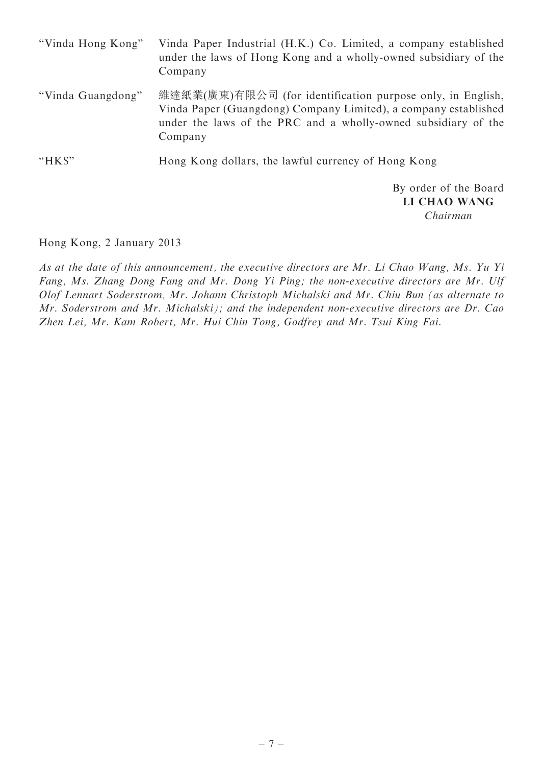| | |
|---|---|
| "Vinda Hong Kong" | Vinda Paper Industrial (H.K.) Co. Limited, a company established under the laws of Hong Kong and a wholly-owned subsidiary of the Company |
| "Vinda Guangdong" | 維達紙業(廣東)有限公司 (for identification purpose only, in English, Vinda Paper (Guangdong) Company Limited), a company established under the laws of the PRC and a wholly-owned subsidiary of the Company |
| "HK$" | Hong Kong dollars, the lawful currency of Hong Kong |

By order of the Board
**LI CHAO WANG**
*Chairman*

Hong Kong, 2 January 2013

*As at the date of this announcement, the executive directors are Mr. Li Chao Wang, Ms. Yu Yi Fang, Ms. Zhang Dong Fang and Mr. Dong Yi Ping; the non-executive directors are Mr. Ulf Olof Lennart Soderstrom, Mr. Johann Christoph Michalski and Mr. Chiu Bun (as alternate to Mr. Soderstrom and Mr. Michalski); and the independent non-executive directors are Dr. Cao Zhen Lei, Mr. Kam Robert, Mr. Hui Chin Tong, Godfrey and Mr. Tsui King Fai.*